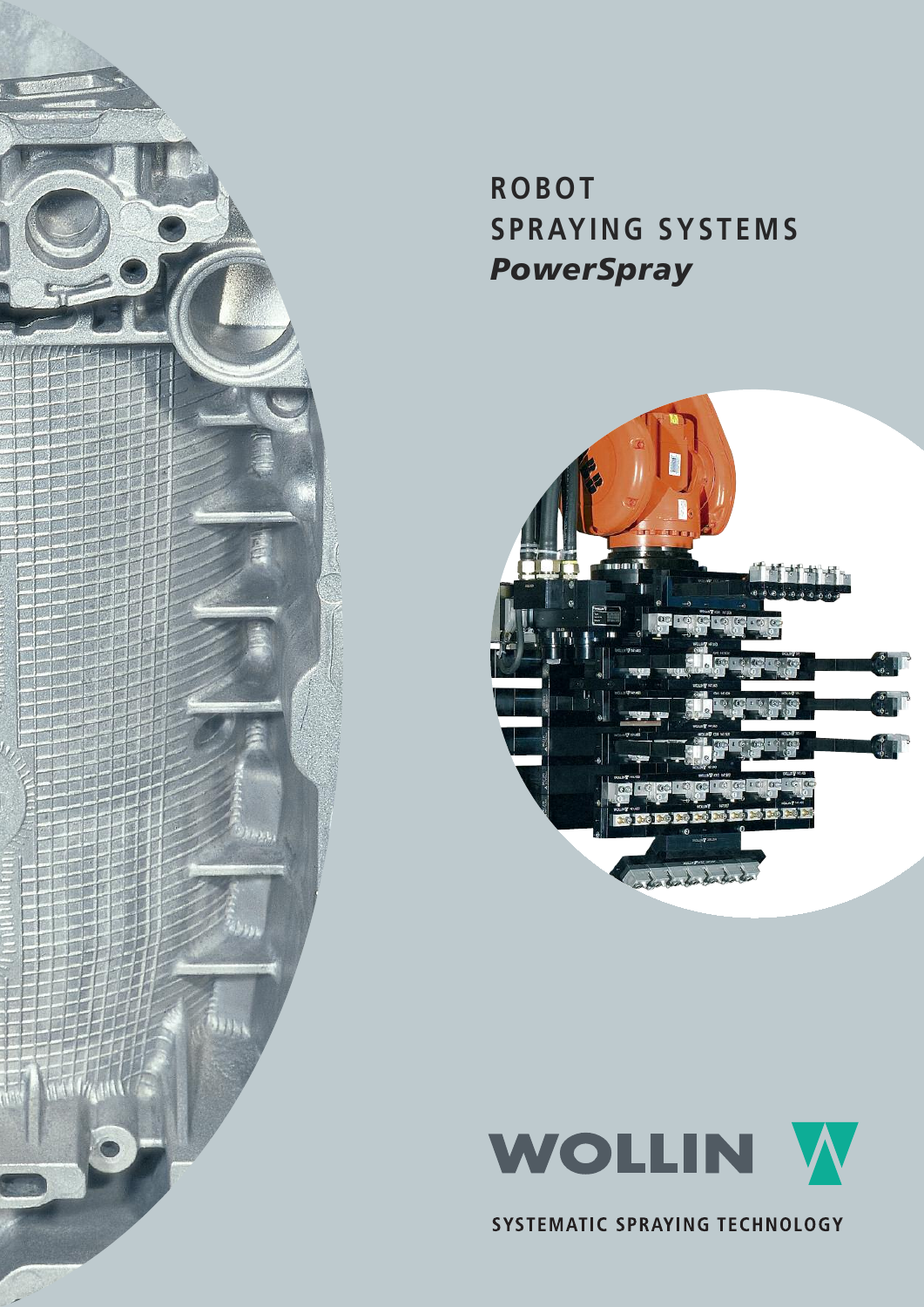# ROBOT SPRAYING SYSTEMS

## *PowerSpray*

WOLLIN

SYSTEMATIC SPRAYING TECHNOLOGY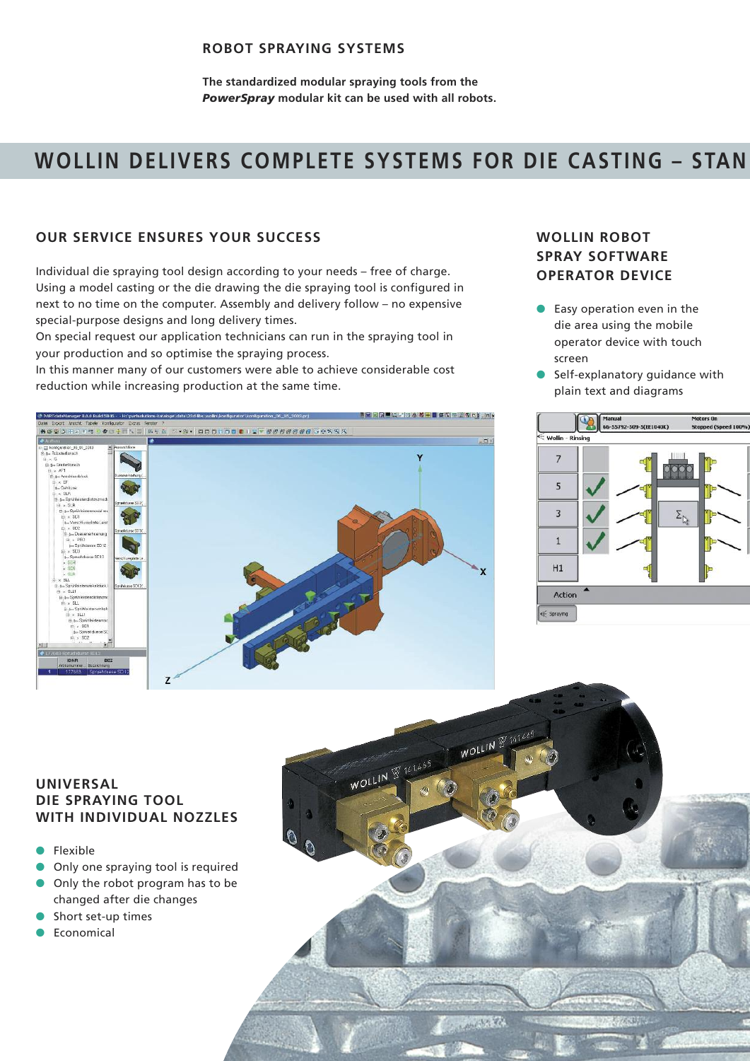ROBOT SPRAYING SYSTEMS

**The standardized modular spraying tools from the *PowerSpray* modular kit can be used with all robots.**

# WOLLIN DELIVERS COMPLETE SYSTEMS FOR DIE CASTING – STAN

## OUR SERVICE ENSURES YOUR SUCCESS

Individual die spraying tool design according to your needs – free of charge. Using a model casting or the die drawing the die spraying tool is configured in next to no time on the computer. Assembly and delivery follow – no expensive special-purpose designs and long delivery times.
On special request our application technicians can run in the spraying tool in your production and so optimise the spraying process.
In this manner many of our customers were able to achieve considerable cost reduction while increasing production at the same time.

## WOLLIN ROBOT SPRAY SOFTWARE OPERATOR DEVICE

- Easy operation even in the die area using the mobile operator device with touch screen
- Self-explanatory guidance with plain text and diagrams

## UNIVERSAL DIE SPRAYING TOOL WITH INDIVIDUAL NOZZLES

- Flexible
- Only one spraying tool is required
- Only the robot program has to be changed after die changes
- Short set-up times
- Economical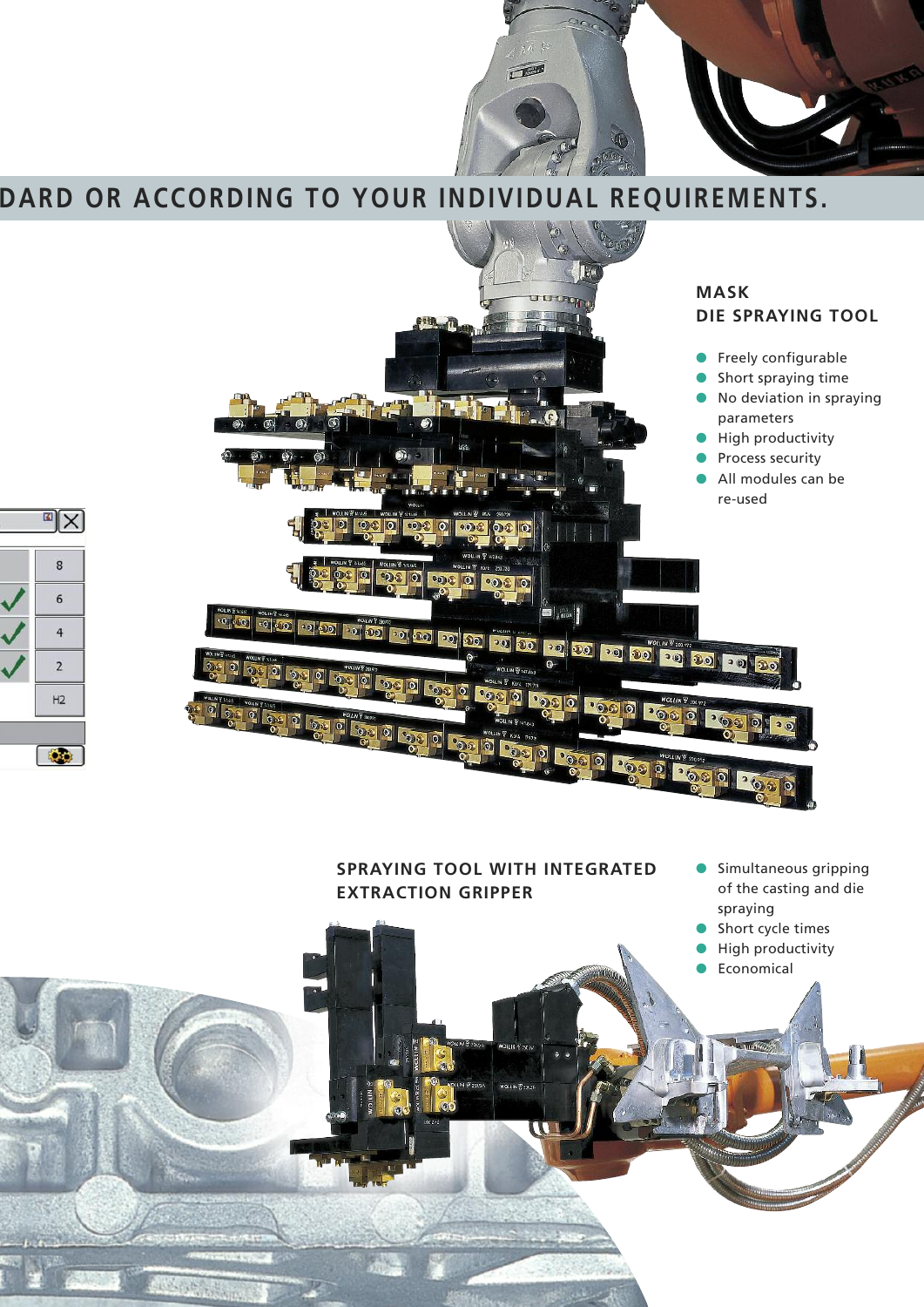DARD OR ACCORDING TO YOUR INDIVIDUAL REQUIREMENTS.

## MASK DIE SPRAYING TOOL

- Freely configurable
- Short spraying time
- No deviation in spraying parameters
- High productivity
- Process security
- All modules can be re-used

## SPRAYING TOOL WITH INTEGRATED EXTRACTION GRIPPER

- Simultaneous gripping of the casting and die spraying
- Short cycle times
- High productivity
- Economical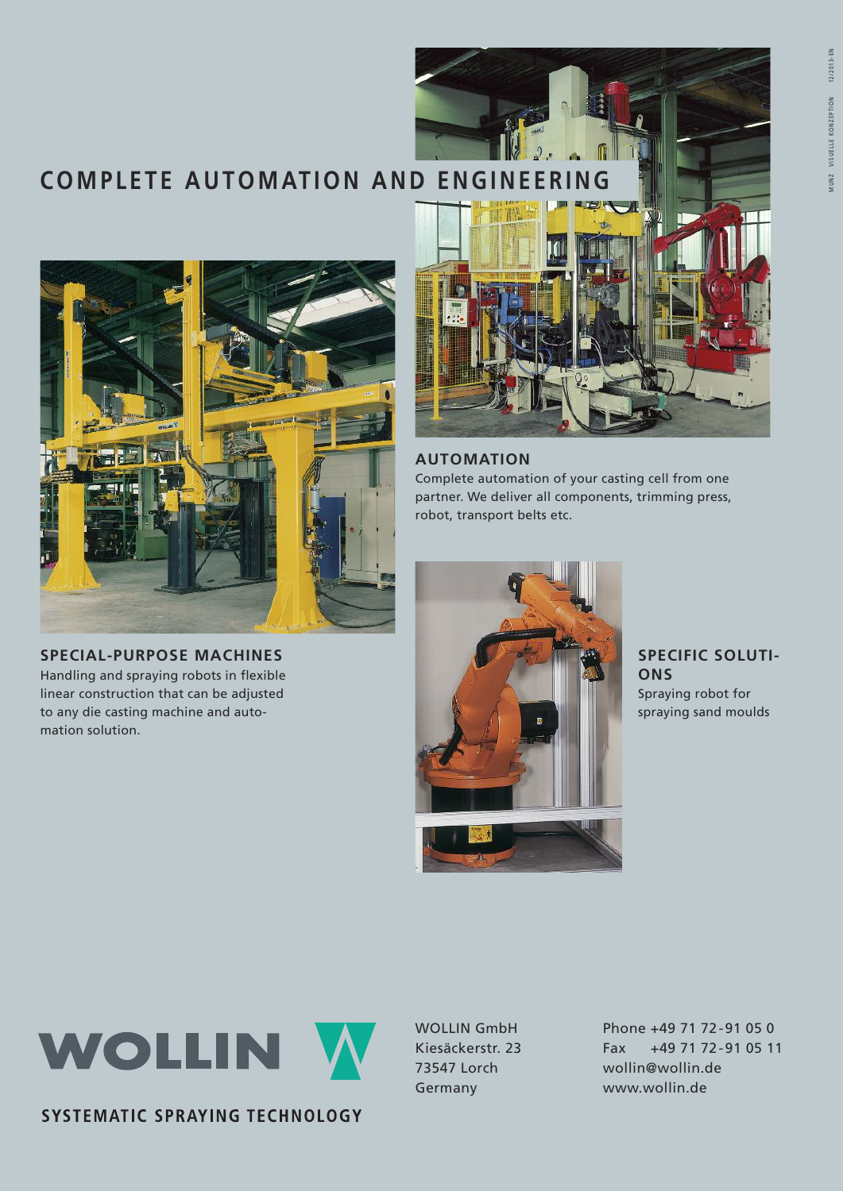# COMPLETE AUTOMATION AND ENGINEERING

## AUTOMATION

Complete automation of your casting cell from one partner. We deliver all components, trimming press, robot, transport belts etc.

## SPECIAL-PURPOSE MACHINES

Handling and spraying robots in flexible linear construction that can be adjusted to any die casting machine and automation solution.

## SPECIFIC SOLUTIONS

Spraying robot for spraying sand moulds

WOLLIN

SYSTEMATIC SPRAYING TECHNOLOGY

WOLLIN GmbH
Kiesäckerstr. 23
73547 Lorch
Germany

Phone +49 71 72-91 05 0
Fax +49 71 72-91 05 11
wollin@wollin.de
www.wollin.de